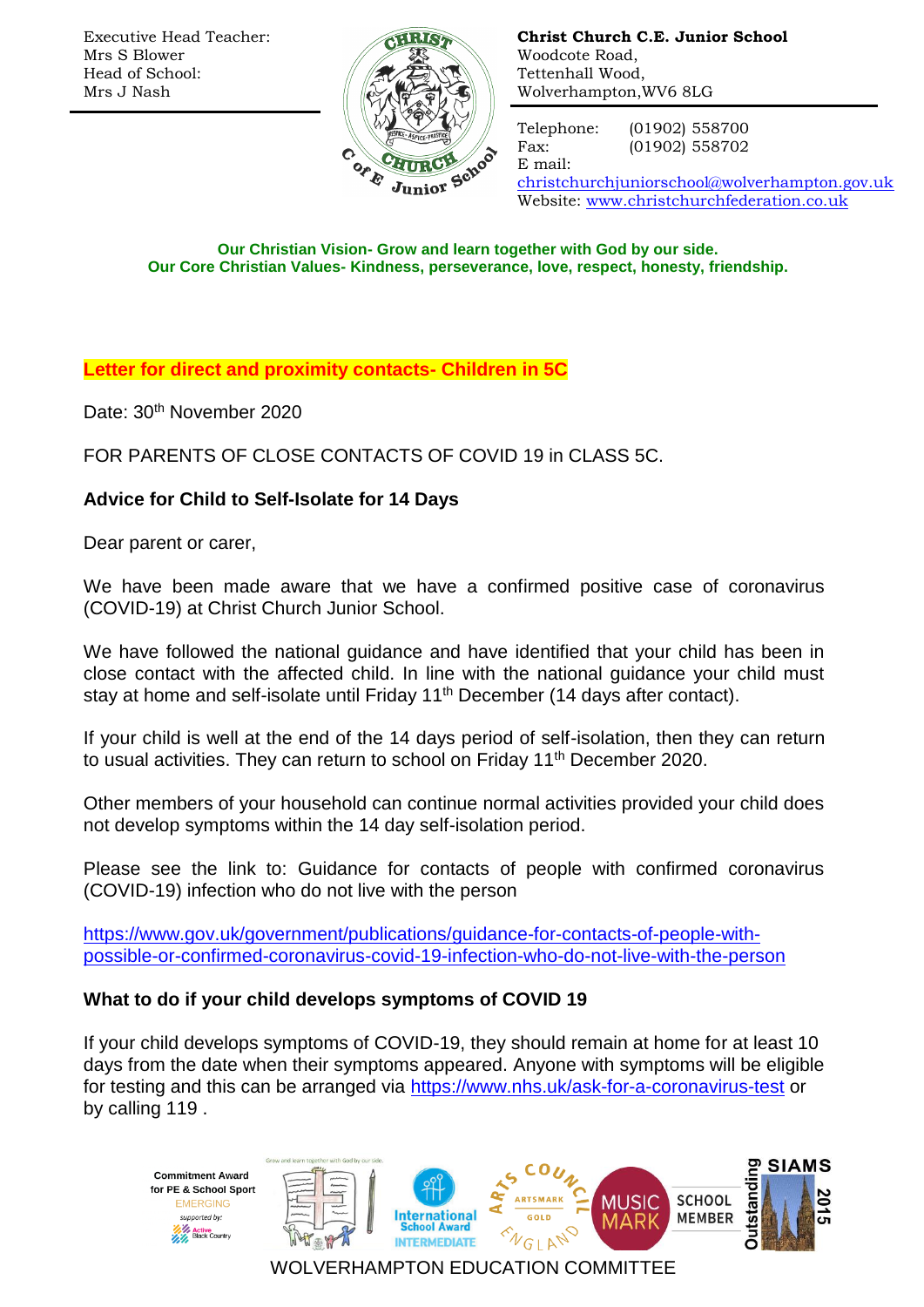Executive Head Teacher:
Mrs S Blower
Head of School:
Mrs J Nash

**Christ Church C.E. Junior School**
Woodcote Road,
Tettenhall Wood,
Wolverhampton,WV6 8LG

Telephone: (01902) 558700
Fax: (01902) 558702
E mail: christchurchjuniorschool@wolverhampton.gov.uk
Website: www.christchurchfederation.co.uk

**Our Christian Vision- Grow and learn together with God by our side.**
**Our Core Christian Values- Kindness, perseverance, love, respect, honesty, friendship.**

**Letter for direct and proximity contacts- Children in 5C**

Date: 30th November 2020

FOR PARENTS OF CLOSE CONTACTS OF COVID 19 in CLASS 5C.

**Advice for Child to Self-Isolate for 14 Days**

Dear parent or carer,

We have been made aware that we have a confirmed positive case of coronavirus (COVID-19) at Christ Church Junior School.

We have followed the national guidance and have identified that your child has been in close contact with the affected child. In line with the national guidance your child must stay at home and self-isolate until Friday 11th December (14 days after contact).

If your child is well at the end of the 14 days period of self-isolation, then they can return to usual activities. They can return to school on Friday 11th December 2020.

Other members of your household can continue normal activities provided your child does not develop symptoms within the 14 day self-isolation period.

Please see the link to: Guidance for contacts of people with confirmed coronavirus (COVID-19) infection who do not live with the person

https://www.gov.uk/government/publications/guidance-for-contacts-of-people-with-possible-or-confirmed-coronavirus-covid-19-infection-who-do-not-live-with-the-person

**What to do if your child develops symptoms of COVID 19**

If your child develops symptoms of COVID-19, they should remain at home for at least 10 days from the date when their symptoms appeared. Anyone with symptoms will be eligible for testing and this can be arranged via https://www.nhs.uk/ask-for-a-coronavirus-test or by calling 119 .

WOLVERHAMPTON EDUCATION COMMITTEE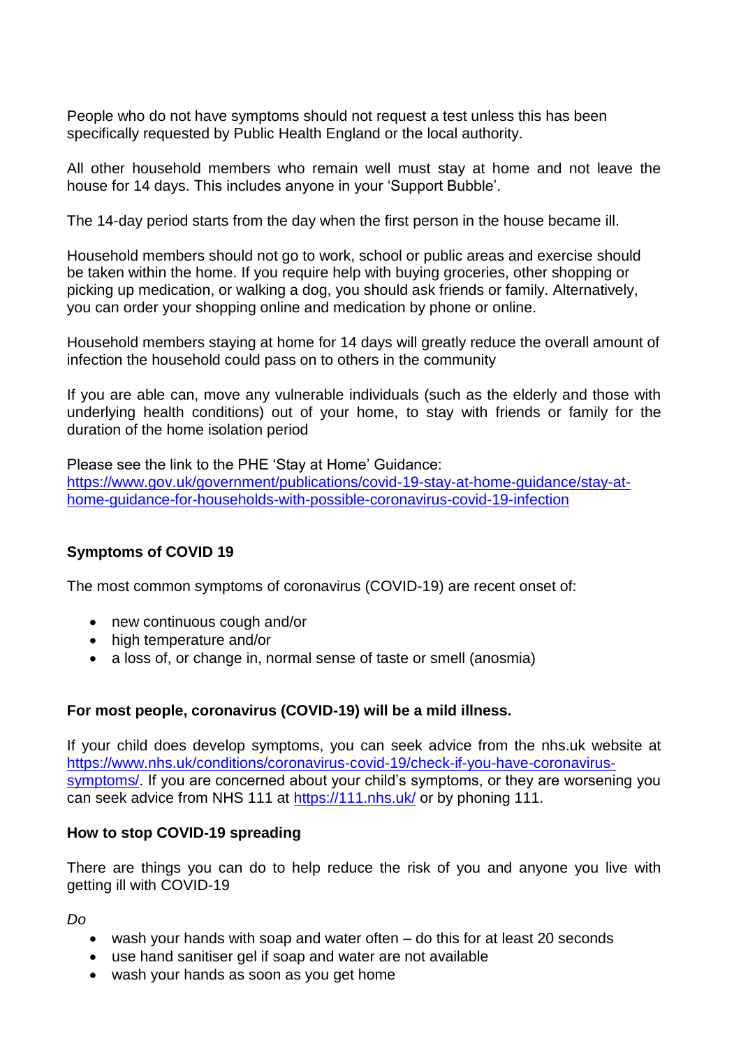People who do not have symptoms should not request a test unless this has been specifically requested by Public Health England or the local authority.

All other household members who remain well must stay at home and not leave the house for 14 days. This includes anyone in your 'Support Bubble'.

The 14-day period starts from the day when the first person in the house became ill.

Household members should not go to work, school or public areas and exercise should be taken within the home. If you require help with buying groceries, other shopping or picking up medication, or walking a dog, you should ask friends or family. Alternatively, you can order your shopping online and medication by phone or online.

Household members staying at home for 14 days will greatly reduce the overall amount of infection the household could pass on to others in the community

If you are able can, move any vulnerable individuals (such as the elderly and those with underlying health conditions) out of your home, to stay with friends or family for the duration of the home isolation period

Please see the link to the PHE 'Stay at Home' Guidance:
[https://www.gov.uk/government/publications/covid-19-stay-at-home-guidance/stay-at-home-guidance-for-households-with-possible-coronavirus-covid-19-infection](https://www.gov.uk/government/publications/covid-19-stay-at-home-guidance/stay-at-home-guidance-for-households-with-possible-coronavirus-covid-19-infection)

## Symptoms of COVID 19

The most common symptoms of coronavirus (COVID-19) are recent onset of:

- new continuous cough and/or
- high temperature and/or
- a loss of, or change in, normal sense of taste or smell (anosmia)

**For most people, coronavirus (COVID-19) will be a mild illness.**

If your child does develop symptoms, you can seek advice from the nhs.uk website at [https://www.nhs.uk/conditions/coronavirus-covid-19/check-if-you-have-coronavirus-symptoms/](https://www.nhs.uk/conditions/coronavirus-covid-19/check-if-you-have-coronavirus-symptoms/). If you are concerned about your child's symptoms, or they are worsening you can seek advice from NHS 111 at [https://111.nhs.uk/](https://111.nhs.uk/) or by phoning 111.

## How to stop COVID-19 spreading

There are things you can do to help reduce the risk of you and anyone you live with getting ill with COVID-19

*Do*

- wash your hands with soap and water often – do this for at least 20 seconds
- use hand sanitiser gel if soap and water are not available
- wash your hands as soon as you get home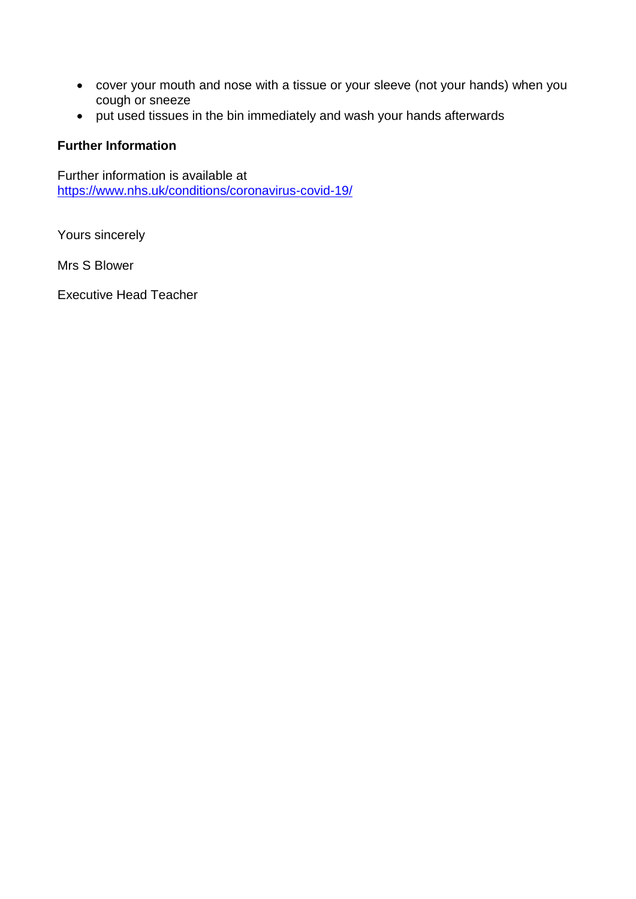- cover your mouth and nose with a tissue or your sleeve (not your hands) when you cough or sneeze
- put used tissues in the bin immediately and wash your hands afterwards

**Further Information**

Further information is available at
https://www.nhs.uk/conditions/coronavirus-covid-19/

Yours sincerely

Mrs S Blower

Executive Head Teacher